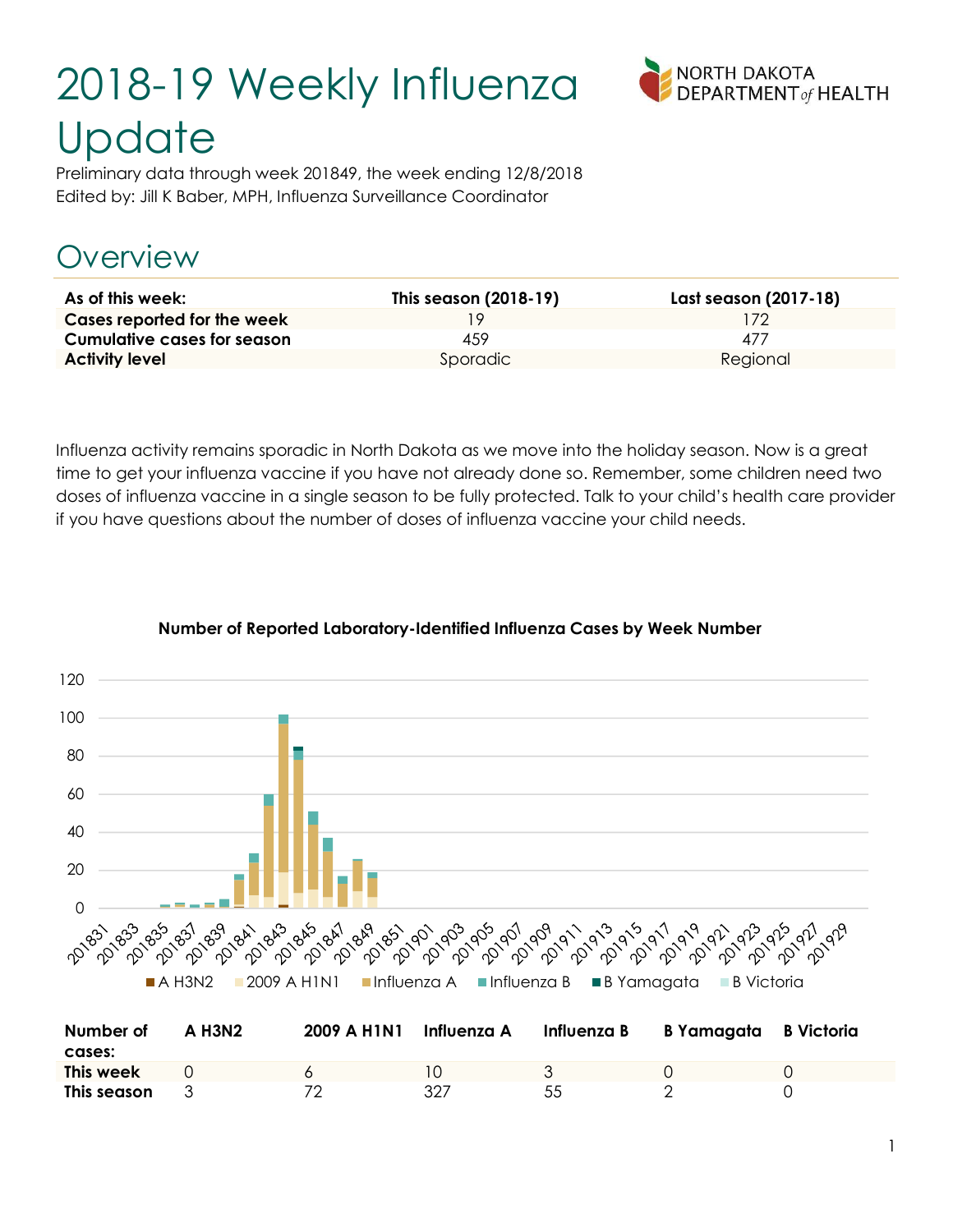# 2018-19 Weekly Influenza Update

Preliminary data through week 201849, the week ending 12/8/2018
Edited by: Jill K Baber, MPH, Influenza Surveillance Coordinator

## Overview

| As of this week: | This season (2018-19) | Last season (2017-18) |
|---|---|---|
| Cases reported for the week | 19 | 172 |
| Cumulative cases for season | 459 | 477 |
| Activity level | Sporadic | Regional |

Influenza activity remains sporadic in North Dakota as we move into the holiday season. Now is a great time to get your influenza vaccine if you have not already done so. Remember, some children need two doses of influenza vaccine in a single season to be fully protected. Talk to your child's health care provider if you have questions about the number of doses of influenza vaccine your child needs.

**Number of Reported Laboratory-Identified Influenza Cases by Week Number**

| Number of cases: | A H3N2 | 2009 A H1N1 | Influenza A | Influenza B | B Yamagata | B Victoria |
|---|---|---|---|---|---|---|
| This week | 0 | 6 | 10 | 3 | 0 | 0 |
| This season | 3 | 72 | 327 | 55 | 2 | 0 |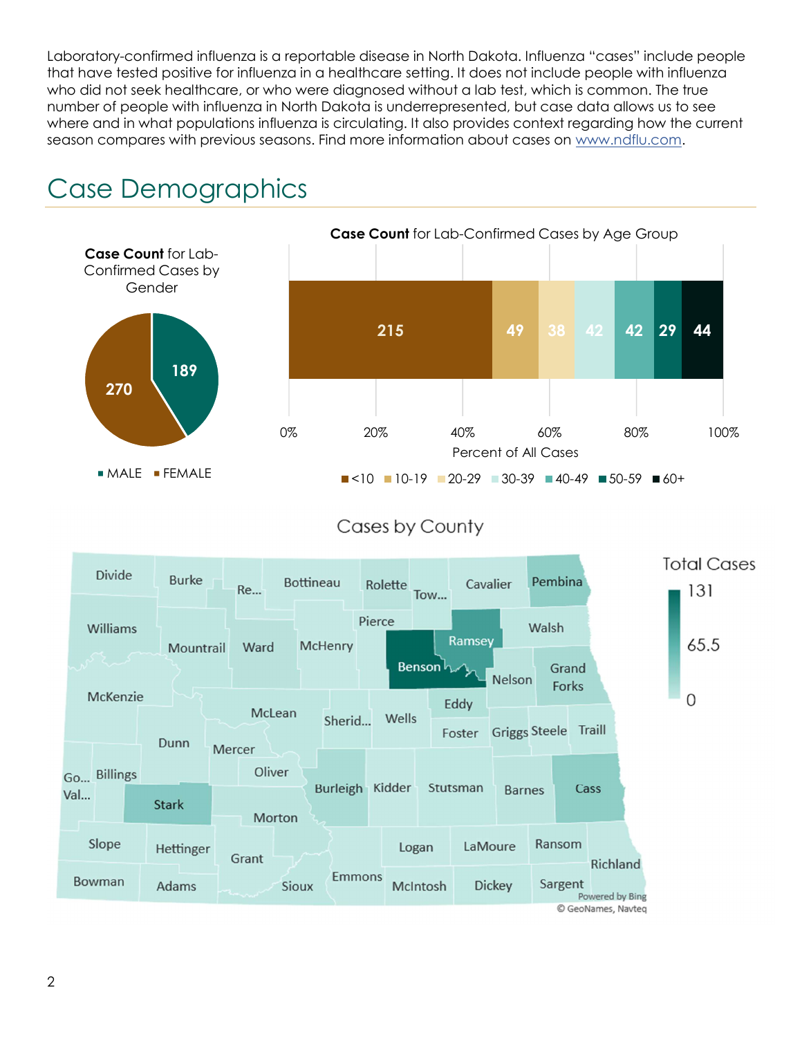Laboratory-confirmed influenza is a reportable disease in North Dakota. Influenza "cases" include people that have tested positive for influenza in a healthcare setting. It does not include people with influenza who did not seek healthcare, or who were diagnosed without a lab test, which is common. The true number of people with influenza in North Dakota is underrepresented, but case data allows us to see where and in what populations influenza is circulating. It also provides context regarding how the current season compares with previous seasons. Find more information about cases on [www.ndflu.com](http://www.ndflu.com).

# Case Demographics

**Case Count** for Lab-Confirmed Cases by Gender

| Gender | Cases |
|---|---|
| MALE | 189 |
| FEMALE | 270 |

**Case Count** for Lab-Confirmed Cases by Age Group

| Age Group | Cases |
|---|---|
| <10 | 215 |
| 10-19 | 49 |
| 20-29 | 38 |
| 30-39 | 42 |
| 40-49 | 42 |
| 50-59 | 29 |
| 60+ | 44 |

Percent of All Cases

Cases by County

Total Cases: 0 – 65.5 – 131

Powered by Bing
© GeoNames, Navteq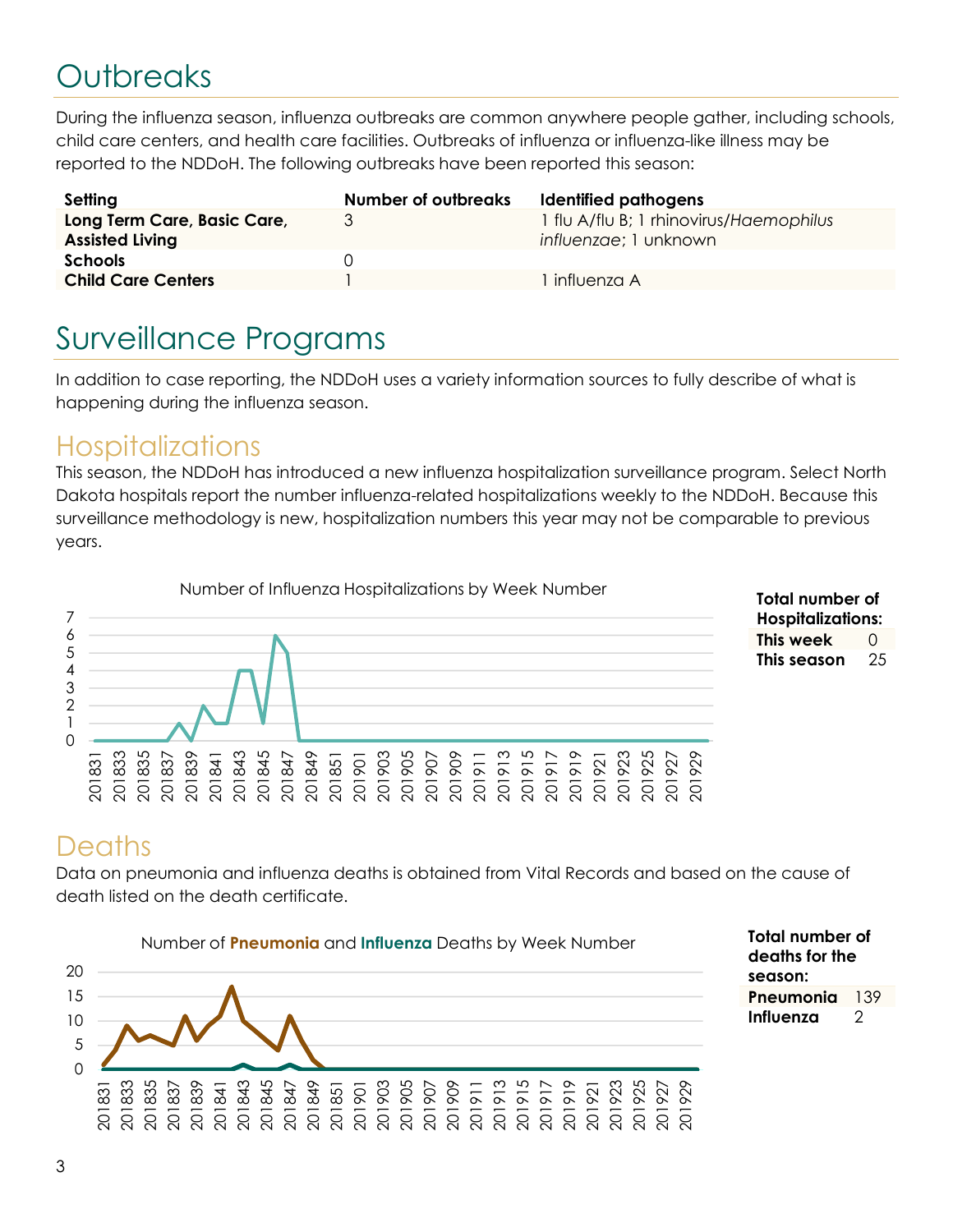# Outbreaks

During the influenza season, influenza outbreaks are common anywhere people gather, including schools, child care centers, and health care facilities. Outbreaks of influenza or influenza-like illness may be reported to the NDDoH. The following outbreaks have been reported this season:

| Setting | Number of outbreaks | Identified pathogens |
|---|---|---|
| **Long Term Care, Basic Care, Assisted Living** | 3 | 1 flu A/flu B; 1 rhinovirus/*Haemophilus influenzae*; 1 unknown |
| **Schools** | 0 | |
| **Child Care Centers** | 1 | 1 influenza A |

# Surveillance Programs

In addition to case reporting, the NDDoH uses a variety information sources to fully describe of what is happening during the influenza season.

## Hospitalizations

This season, the NDDoH has introduced a new influenza hospitalization surveillance program. Select North Dakota hospitals report the number influenza-related hospitalizations weekly to the NDDoH. Because this surveillance methodology is new, hospitalization numbers this year may not be comparable to previous years.

Number of Influenza Hospitalizations by Week Number

| **Total number of Hospitalizations:** | |
|---|---|
| **This week** | 0 |
| **This season** | 25 |

## Deaths

Data on pneumonia and influenza deaths is obtained from Vital Records and based on the cause of death listed on the death certificate.

Number of **Pneumonia** and **Influenza** Deaths by Week Number

| **Total number of deaths for the season:** | |
|---|---|
| **Pneumonia** | 139 |
| **Influenza** | 2 |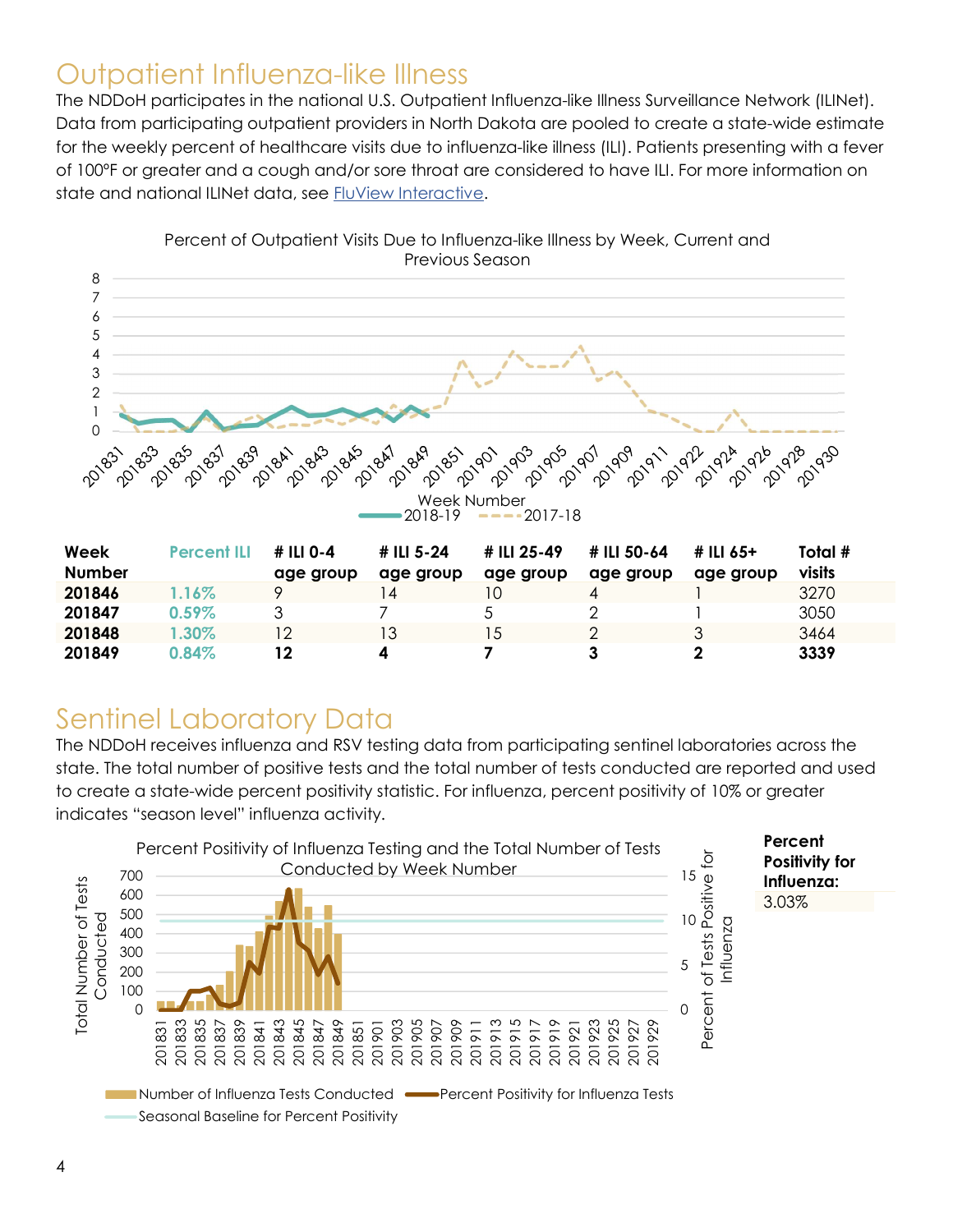# Outpatient Influenza-like Illness

The NDDoH participates in the national U.S. Outpatient Influenza-like Illness Surveillance Network (ILINet). Data from participating outpatient providers in North Dakota are pooled to create a state-wide estimate for the weekly percent of healthcare visits due to influenza-like illness (ILI). Patients presenting with a fever of 100°F or greater and a cough and/or sore throat are considered to have ILI. For more information on state and national ILINet data, see [FluView Interactive](FluView Interactive).

Percent of Outpatient Visits Due to Influenza-like Illness by Week, Current and Previous Season

| Week Number | Percent ILI | # ILI 0-4 age group | # ILI 5-24 age group | # ILI 25-49 age group | # ILI 50-64 age group | # ILI 65+ age group | Total # visits |
|---|---|---|---|---|---|---|---|
| **201846** | 1.16% | 9 | 14 | 10 | 4 | 1 | 3270 |
| **201847** | 0.59% | 3 | 7 | 5 | 2 | 1 | 3050 |
| **201848** | 1.30% | 12 | 13 | 15 | 2 | 3 | 3464 |
| **201849** | 0.84% | **12** | **4** | **7** | **3** | **2** | **3339** |

# Sentinel Laboratory Data

The NDDoH receives influenza and RSV testing data from participating sentinel laboratories across the state. The total number of positive tests and the total number of tests conducted are reported and used to create a state-wide percent positivity statistic. For influenza, percent positivity of 10% or greater indicates "season level" influenza activity.

Percent Positivity of Influenza Testing and the Total Number of Tests Conducted by Week Number

| **Percent Positivity for Influenza:** |
|---|
| 3.03% |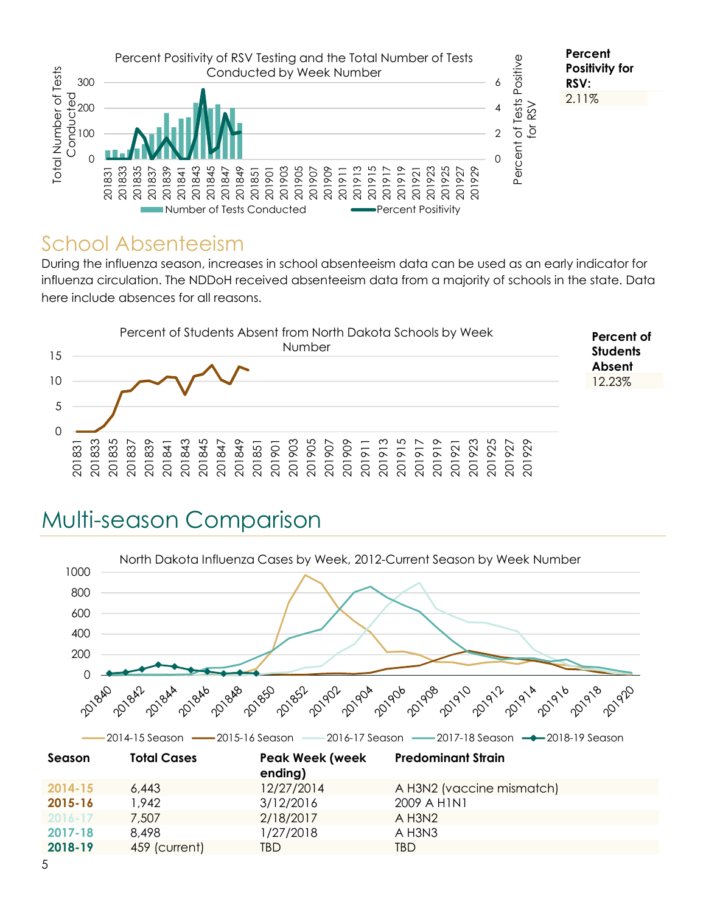Percent Positivity for RSV: 2.11%

## School Absenteeism

During the influenza season, increases in school absenteeism data can be used as an early indicator for influenza circulation. The NDDoH received absenteeism data from a majority of schools in the state. Data here include absences for all reasons.

Percent of Students Absent: 12.23%

# Multi-season Comparison

| Season | Total Cases | Peak Week (week ending) | Predominant Strain |
|---|---|---|---|
| 2014-15 | 6,443 | 12/27/2014 | A H3N2 (vaccine mismatch) |
| 2015-16 | 1,942 | 3/12/2016 | 2009 A H1N1 |
| 2016-17 | 7,507 | 2/18/2017 | A H3N2 |
| 2017-18 | 8,498 | 1/27/2018 | A H3N3 |
| 2018-19 | 459 (current) | TBD | TBD |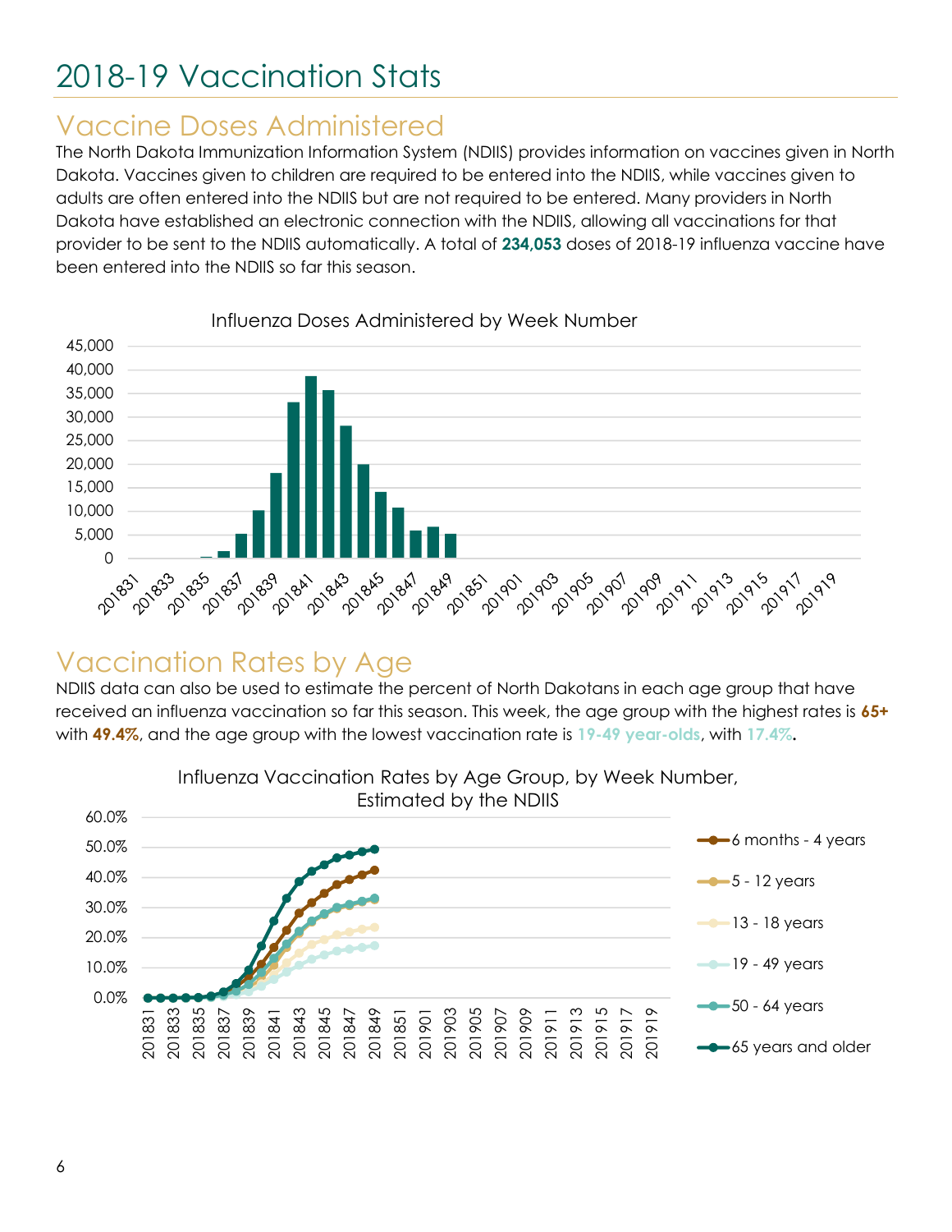# 2018-19 Vaccination Stats

## Vaccine Doses Administered

The North Dakota Immunization Information System (NDIIS) provides information on vaccines given in North Dakota. Vaccines given to children are required to be entered into the NDIIS, while vaccines given to adults are often entered into the NDIIS but are not required to be entered. Many providers in North Dakota have established an electronic connection with the NDIIS, allowing all vaccinations for that provider to be sent to the NDIIS automatically. A total of **234,053** doses of 2018-19 influenza vaccine have been entered into the NDIIS so far this season.

Influenza Doses Administered by Week Number

45,000
40,000
35,000
30,000
25,000
20,000
15,000
10,000
5,000
0

201831 201833 201835 201837 201839 201841 201843 201845 201847 201849 201851 201901 201903 201905 201907 201909 201911 201913 201915 201917 201919

## Vaccination Rates by Age

NDIIS data can also be used to estimate the percent of North Dakotans in each age group that have received an influenza vaccination so far this season. This week, the age group with the highest rates is **65+** with **49.4%**, and the age group with the lowest vaccination rate is **19-49 year-olds**, with **17.4%.**

Influenza Vaccination Rates by Age Group, by Week Number, Estimated by the NDIIS

60.0%
50.0%
40.0%
30.0%
20.0%
10.0%
0.0%

201831 201833 201835 201837 201839 201841 201843 201845 201847 201849 201851 201901 201903 201905 201907 201909 201911 201913 201915 201917 201919

6 months - 4 years
5 - 12 years
13 - 18 years
19 - 49 years
50 - 64 years
65 years and older